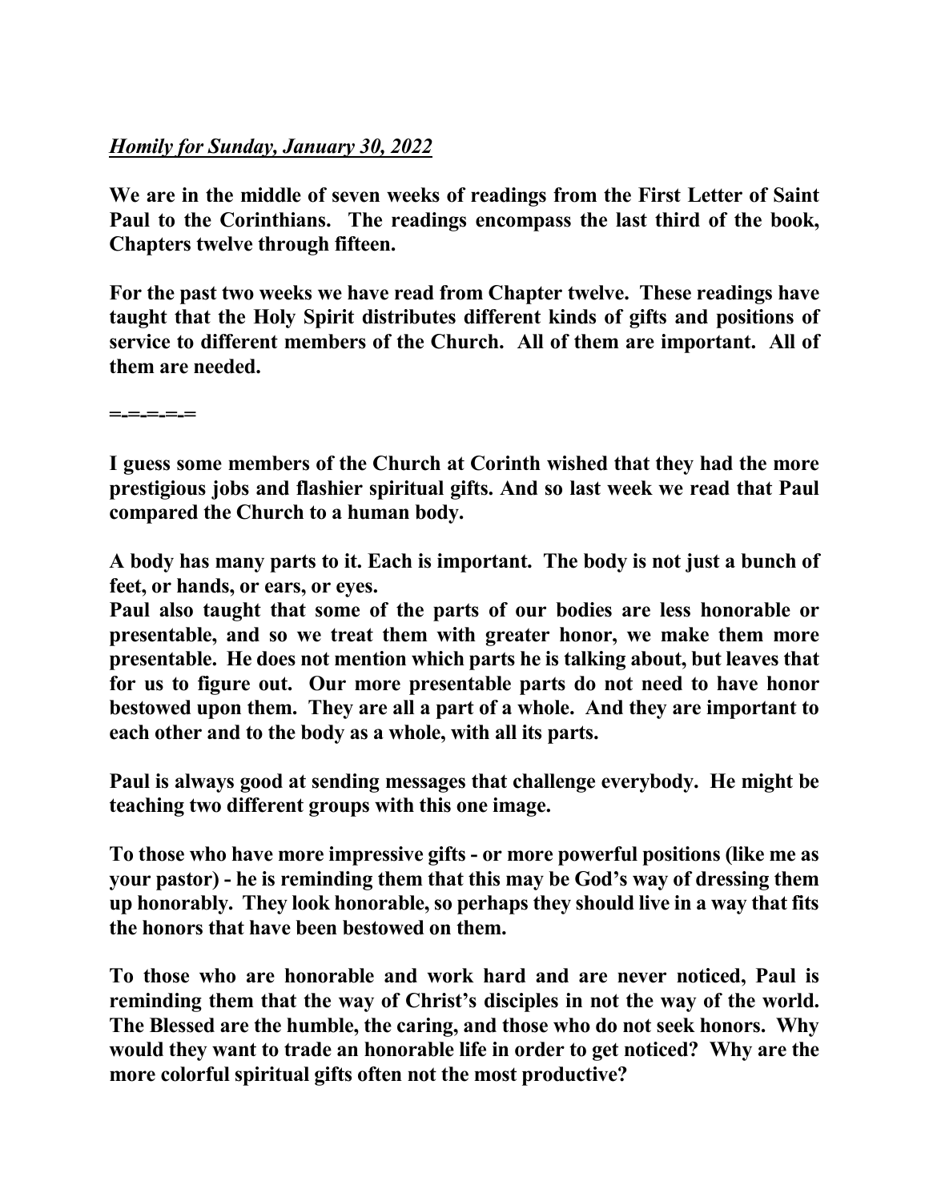***Homily for Sunday, January 30, 2022***

**We are in the middle of seven weeks of readings from the First Letter of Saint Paul to the Corinthians. The readings encompass the last third of the book, Chapters twelve through fifteen.**

**For the past two weeks we have read from Chapter twelve. These readings have taught that the Holy Spirit distributes different kinds of gifts and positions of service to different members of the Church. All of them are important. All of them are needed.**

**=-=-=-=-=**

**I guess some members of the Church at Corinth wished that they had the more prestigious jobs and flashier spiritual gifts. And so last week we read that Paul compared the Church to a human body.**

**A body has many parts to it. Each is important. The body is not just a bunch of feet, or hands, or ears, or eyes.**
**Paul also taught that some of the parts of our bodies are less honorable or presentable, and so we treat them with greater honor, we make them more presentable. He does not mention which parts he is talking about, but leaves that for us to figure out. Our more presentable parts do not need to have honor bestowed upon them. They are all a part of a whole. And they are important to each other and to the body as a whole, with all its parts.**

**Paul is always good at sending messages that challenge everybody. He might be teaching two different groups with this one image.**

**To those who have more impressive gifts - or more powerful positions (like me as your pastor) - he is reminding them that this may be God's way of dressing them up honorably. They look honorable, so perhaps they should live in a way that fits the honors that have been bestowed on them.**

**To those who are honorable and work hard and are never noticed, Paul is reminding them that the way of Christ's disciples in not the way of the world. The Blessed are the humble, the caring, and those who do not seek honors. Why would they want to trade an honorable life in order to get noticed? Why are the more colorful spiritual gifts often not the most productive?**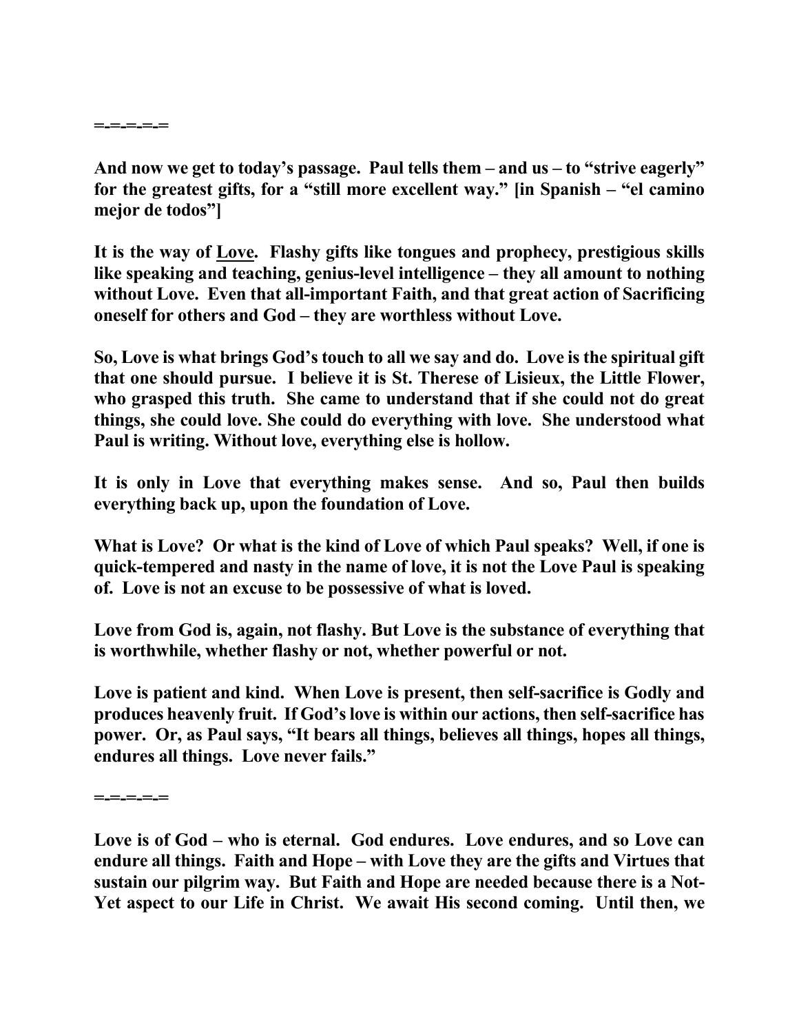=-=-=-=-=

**And now we get to today's passage. Paul tells them – and us – to "strive eagerly" for the greatest gifts, for a "still more excellent way." [in Spanish – "el camino mejor de todos"]**

**It is the way of <u>Love</u>. Flashy gifts like tongues and prophecy, prestigious skills like speaking and teaching, genius-level intelligence – they all amount to nothing without Love. Even that all-important Faith, and that great action of Sacrificing oneself for others and God – they are worthless without Love.**

**So, Love is what brings God's touch to all we say and do. Love is the spiritual gift that one should pursue. I believe it is St. Therese of Lisieux, the Little Flower, who grasped this truth. She came to understand that if she could not do great things, she could love. She could do everything with love. She understood what Paul is writing. Without love, everything else is hollow.**

**It is only in Love that everything makes sense. And so, Paul then builds everything back up, upon the foundation of Love.**

**What is Love? Or what is the kind of Love of which Paul speaks? Well, if one is quick-tempered and nasty in the name of love, it is not the Love Paul is speaking of. Love is not an excuse to be possessive of what is loved.**

**Love from God is, again, not flashy. But Love is the substance of everything that is worthwhile, whether flashy or not, whether powerful or not.**

**Love is patient and kind. When Love is present, then self-sacrifice is Godly and produces heavenly fruit. If God's love is within our actions, then self-sacrifice has power. Or, as Paul says, "It bears all things, believes all things, hopes all things, endures all things. Love never fails."**

=-=-=-=-=

**Love is of God – who is eternal. God endures. Love endures, and so Love can endure all things. Faith and Hope – with Love they are the gifts and Virtues that sustain our pilgrim way. But Faith and Hope are needed because there is a Not-Yet aspect to our Life in Christ. We await His second coming. Until then, we**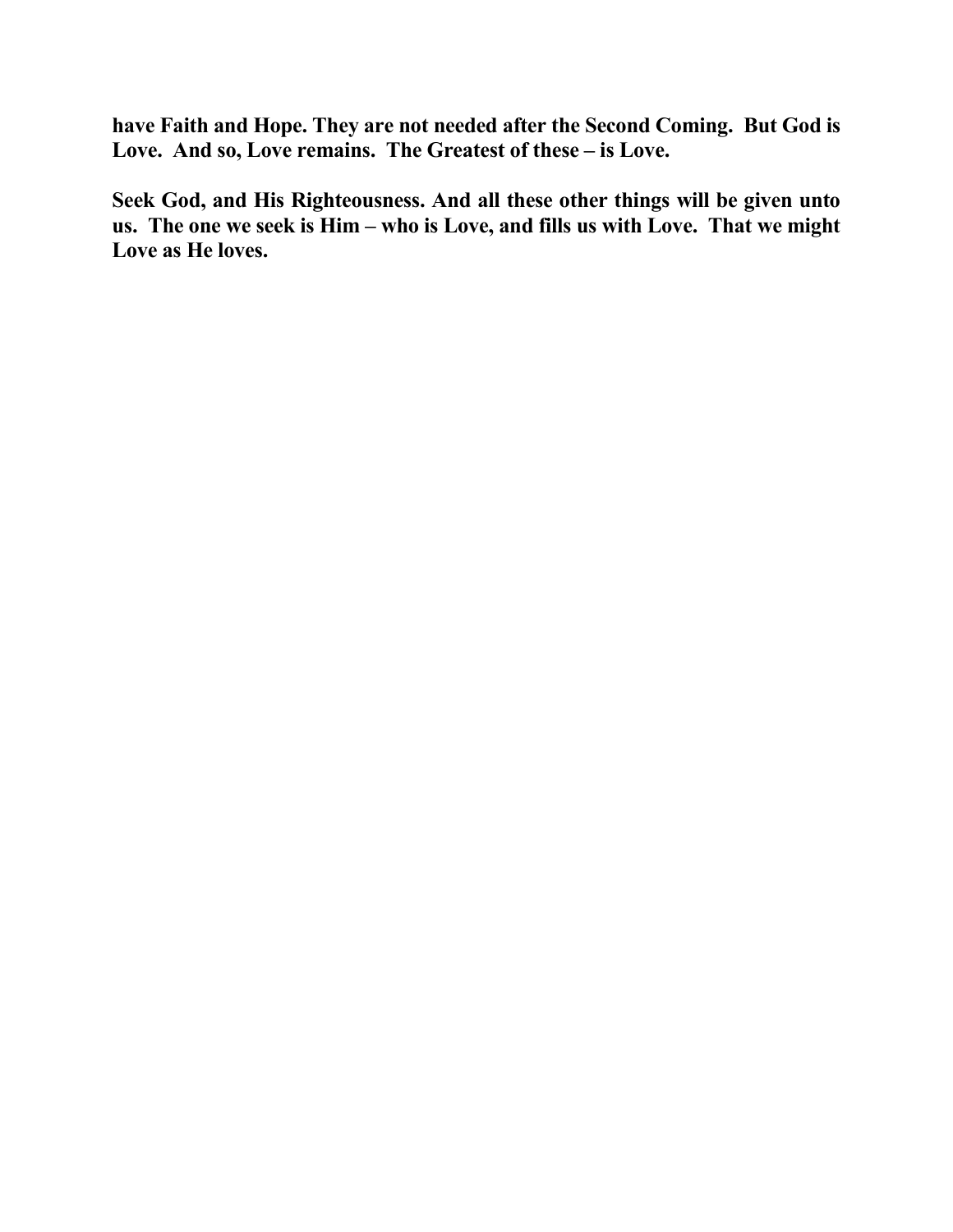**have Faith and Hope. They are not needed after the Second Coming. But God is Love. And so, Love remains. The Greatest of these – is Love.**

**Seek God, and His Righteousness. And all these other things will be given unto us. The one we seek is Him – who is Love, and fills us with Love. That we might Love as He loves.**